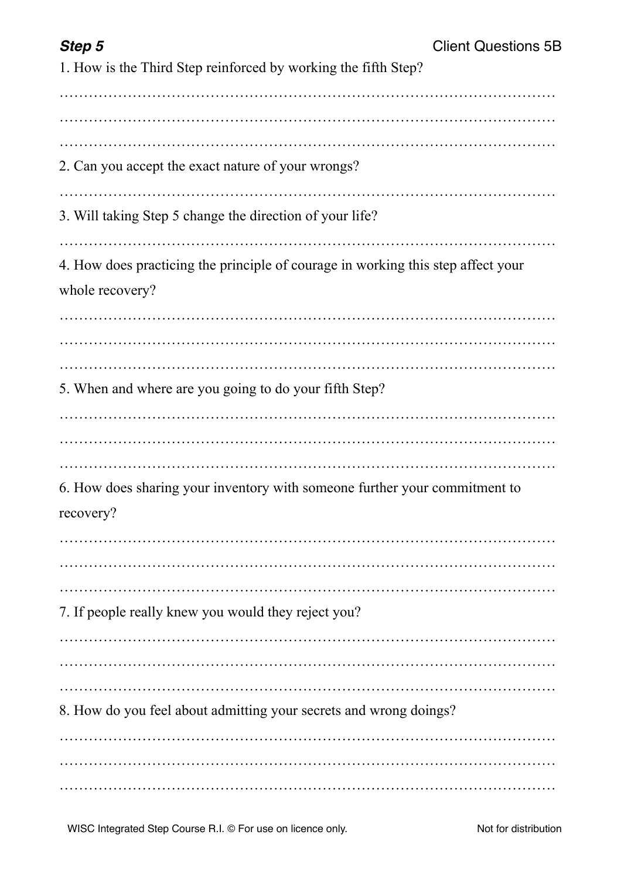***Step 5*** Client Questions 5B

1. How is the Third Step reinforced by working the fifth Step?

……………………………………………………………………………………………
……………………………………………………………………………………………
……………………………………………………………………………………………

2. Can you accept the exact nature of your wrongs?

……………………………………………………………………………………………

3. Will taking Step 5 change the direction of your life?

……………………………………………………………………………………………

4. How does practicing the principle of courage in working this step affect your whole recovery?

……………………………………………………………………………………………
……………………………………………………………………………………………
……………………………………………………………………………………………

5. When and where are you going to do your fifth Step?

……………………………………………………………………………………………
……………………………………………………………………………………………
……………………………………………………………………………………………

6. How does sharing your inventory with someone further your commitment to recovery?

……………………………………………………………………………………………
……………………………………………………………………………………………
……………………………………………………………………………………………

7. If people really knew you would they reject you?

……………………………………………………………………………………………
……………………………………………………………………………………………
……………………………………………………………………………………………

8. How do you feel about admitting your secrets and wrong doings?

……………………………………………………………………………………………
……………………………………………………………………………………………
……………………………………………………………………………………………

WISC Integrated Step Course R.I. © For use on licence only. Not for distribution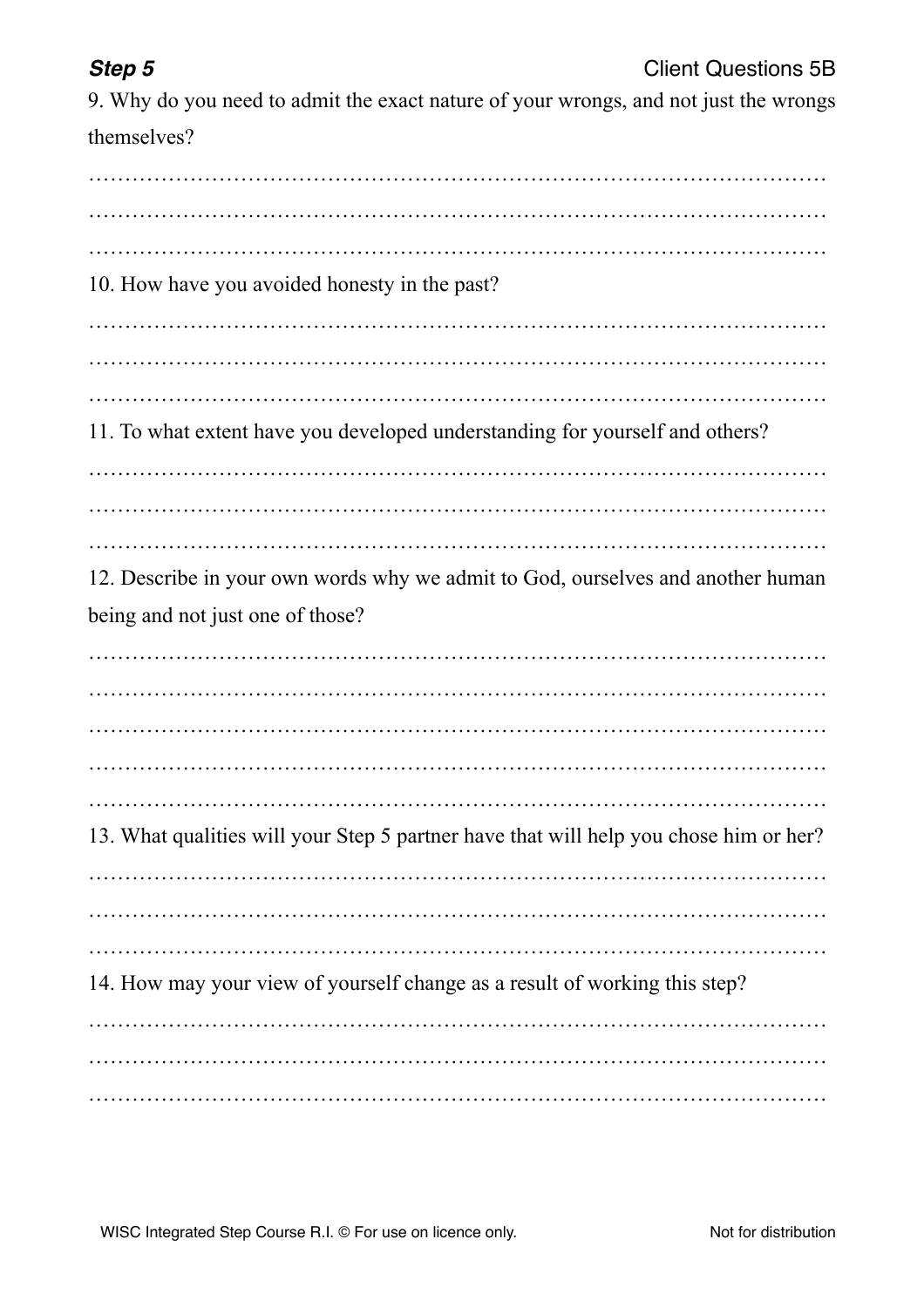9. Why do you need to admit the exact nature of your wrongs, and not just the wrongs themselves?

……………………………………………………………………………………………
……………………………………………………………………………………………
……………………………………………………………………………………………

10. How have you avoided honesty in the past?

……………………………………………………………………………………………
……………………………………………………………………………………………
……………………………………………………………………………………………

11. To what extent have you developed understanding for yourself and others?

……………………………………………………………………………………………
……………………………………………………………………………………………
……………………………………………………………………………………………

12. Describe in your own words why we admit to God, ourselves and another human being and not just one of those?

……………………………………………………………………………………………
……………………………………………………………………………………………
……………………………………………………………………………………………
……………………………………………………………………………………………
……………………………………………………………………………………………

13. What qualities will your Step 5 partner have that will help you chose him or her?

……………………………………………………………………………………………
……………………………………………………………………………………………
……………………………………………………………………………………………

14. How may your view of yourself change as a result of working this step?

……………………………………………………………………………………………
……………………………………………………………………………………………
……………………………………………………………………………………………